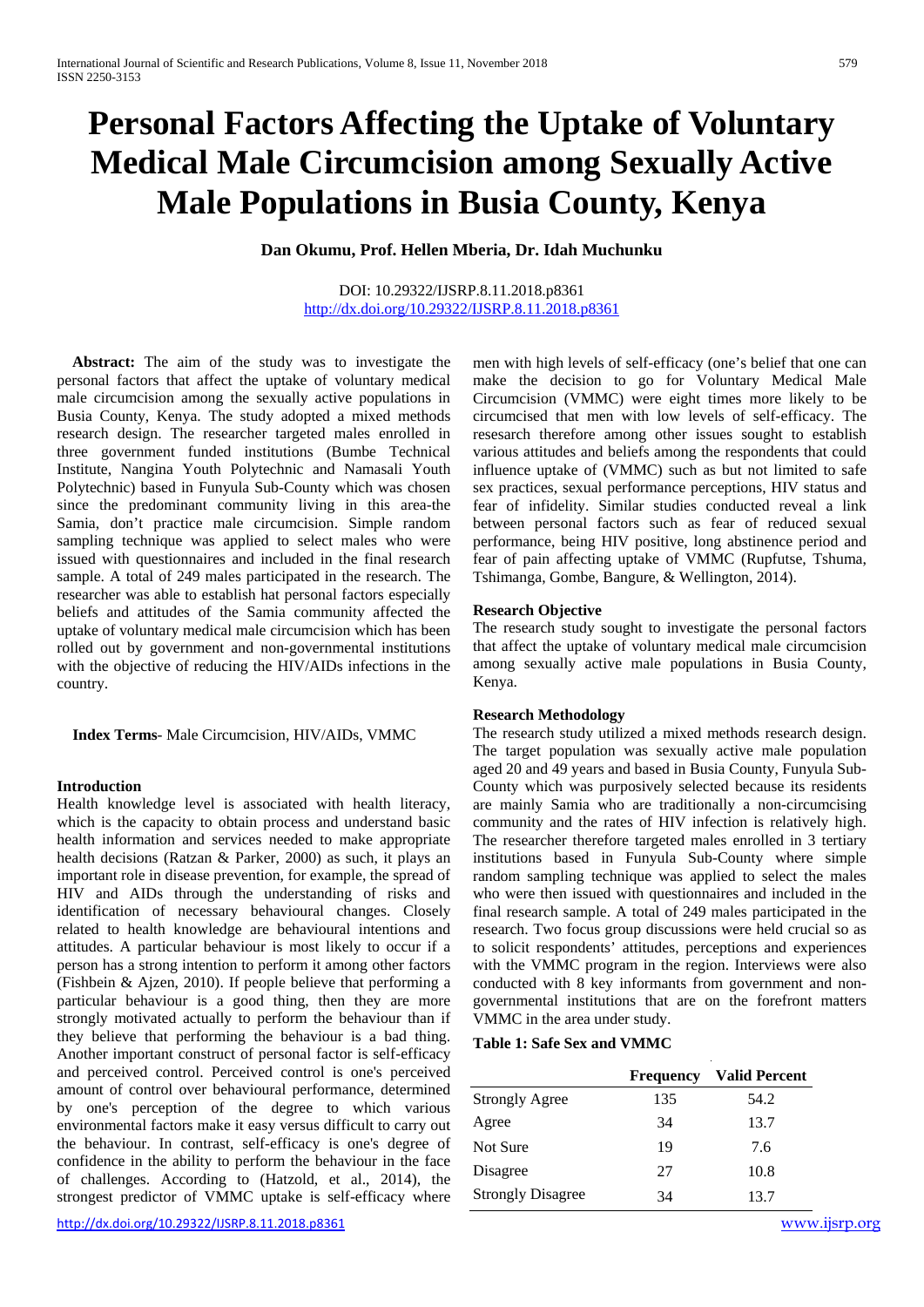# Personal Factors Affecting the Uptake of Voluntary Medical Male Circumcision among Sexually Active Male Populations in Busia County, Kenya

**Dan Okumu, Prof. Hellen Mberia, Dr. Idah Muchunku**

DOI: 10.29322/IJSRP.8.11.2018.p8361
http://dx.doi.org/10.29322/IJSRP.8.11.2018.p8361

**Abstract:** The aim of the study was to investigate the personal factors that affect the uptake of voluntary medical male circumcision among the sexually active populations in Busia County, Kenya. The study adopted a mixed methods research design. The researcher targeted males enrolled in three government funded institutions (Bumbe Technical Institute, Nangina Youth Polytechnic and Namasali Youth Polytechnic) based in Funyula Sub-County which was chosen since the predominant community living in this area-the Samia, don't practice male circumcision. Simple random sampling technique was applied to select males who were issued with questionnaires and included in the final research sample. A total of 249 males participated in the research. The researcher was able to establish hat personal factors especially beliefs and attitudes of the Samia community affected the uptake of voluntary medical male circumcision which has been rolled out by government and non-governmental institutions with the objective of reducing the HIV/AIDs infections in the country.

**Index Terms**- Male Circumcision, HIV/AIDs, VMMC

## Introduction

Health knowledge level is associated with health literacy, which is the capacity to obtain process and understand basic health information and services needed to make appropriate health decisions (Ratzan & Parker, 2000) as such, it plays an important role in disease prevention, for example, the spread of HIV and AIDs through the understanding of risks and identification of necessary behavioural changes. Closely related to health knowledge are behavioural intentions and attitudes. A particular behaviour is most likely to occur if a person has a strong intention to perform it among other factors (Fishbein & Ajzen, 2010). If people believe that performing a particular behaviour is a good thing, then they are more strongly motivated actually to perform the behaviour than if they believe that performing the behaviour is a bad thing. Another important construct of personal factor is self-efficacy and perceived control. Perceived control is one's perceived amount of control over behavioural performance, determined by one's perception of the degree to which various environmental factors make it easy versus difficult to carry out the behaviour. In contrast, self-efficacy is one's degree of confidence in the ability to perform the behaviour in the face of challenges. According to (Hatzold, et al., 2014), the strongest predictor of VMMC uptake is self-efficacy where men with high levels of self-efficacy (one's belief that one can make the decision to go for Voluntary Medical Male Circumcision (VMMC) were eight times more likely to be circumcised that men with low levels of self-efficacy. The resesarch therefore among other issues sought to establish various attitudes and beliefs among the respondents that could influence uptake of (VMMC) such as but not limited to safe sex practices, sexual performance perceptions, HIV status and fear of infidelity. Similar studies conducted reveal a link between personal factors such as fear of reduced sexual performance, being HIV positive, long abstinence period and fear of pain affecting uptake of VMMC (Rupfutse, Tshuma, Tshimanga, Gombe, Bangure, & Wellington, 2014).

### Research Objective

The research study sought to investigate the personal factors that affect the uptake of voluntary medical male circumcision among sexually active male populations in Busia County, Kenya.

### Research Methodology

The research study utilized a mixed methods research design. The target population was sexually active male population aged 20 and 49 years and based in Busia County, Funyula Sub-County which was purposively selected because its residents are mainly Samia who are traditionally a non-circumcising community and the rates of HIV infection is relatively high. The researcher therefore targeted males enrolled in 3 tertiary institutions based in Funyula Sub-County where simple random sampling technique was applied to select the males who were then issued with questionnaires and included in the final research sample. A total of 249 males participated in the research. Two focus group discussions were held crucial so as to solicit respondents' attitudes, perceptions and experiences with the VMMC program in the region. Interviews were also conducted with 8 key informants from government and non-governmental institutions that are on the forefront matters VMMC in the area under study.

**Table 1: Safe Sex and VMMC**

| | Frequency | Valid Percent |
|---|---|---|
| Strongly Agree | 135 | 54.2 |
| Agree | 34 | 13.7 |
| Not Sure | 19 | 7.6 |
| Disagree | 27 | 10.8 |
| Strongly Disagree | 34 | 13.7 |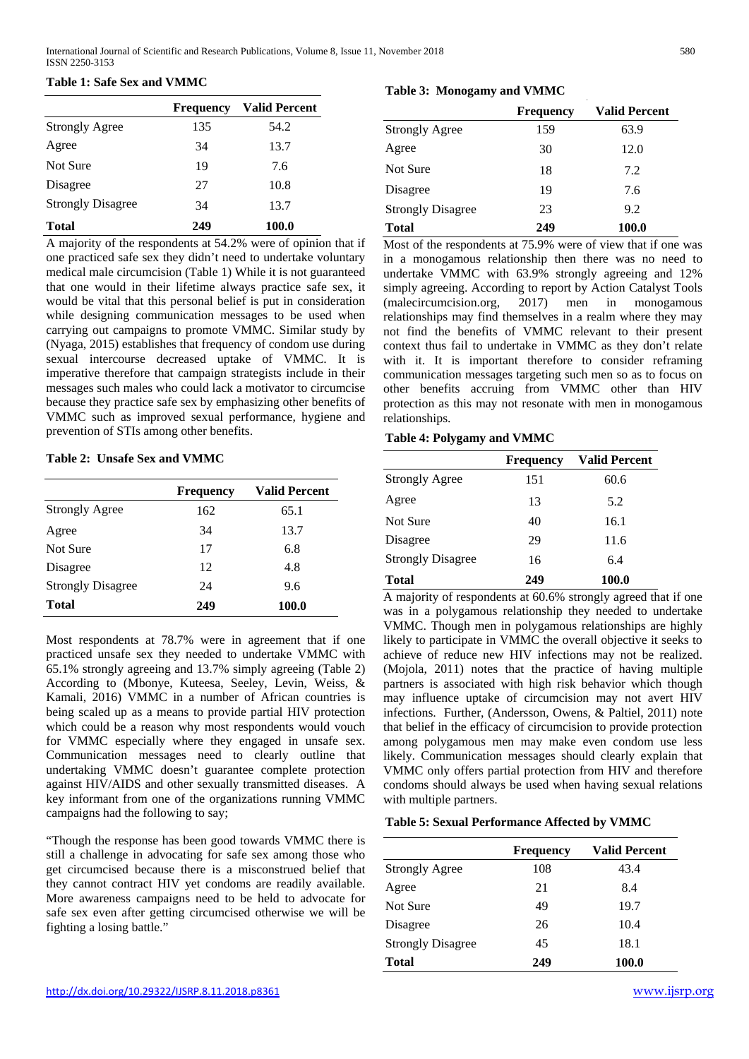**Table 1: Safe Sex and VMMC**

| | Frequency | Valid Percent |
|---|---|---|
| Strongly Agree | 135 | 54.2 |
| Agree | 34 | 13.7 |
| Not Sure | 19 | 7.6 |
| Disagree | 27 | 10.8 |
| Strongly Disagree | 34 | 13.7 |
| **Total** | **249** | **100.0** |

A majority of the respondents at 54.2% were of opinion that if one practiced safe sex they didn't need to undertake voluntary medical male circumcision (Table 1) While it is not guaranteed that one would in their lifetime always practice safe sex, it would be vital that this personal belief is put in consideration while designing communication messages to be used when carrying out campaigns to promote VMMC. Similar study by (Nyaga, 2015) establishes that frequency of condom use during sexual intercourse decreased uptake of VMMC. It is imperative therefore that campaign strategists include in their messages such males who could lack a motivator to circumcise because they practice safe sex by emphasizing other benefits of VMMC such as improved sexual performance, hygiene and prevention of STIs among other benefits.

**Table 2: Unsafe Sex and VMMC**

| | Frequency | Valid Percent |
|---|---|---|
| Strongly Agree | 162 | 65.1 |
| Agree | 34 | 13.7 |
| Not Sure | 17 | 6.8 |
| Disagree | 12 | 4.8 |
| Strongly Disagree | 24 | 9.6 |
| **Total** | **249** | **100.0** |

Most respondents at 78.7% were in agreement that if one practiced unsafe sex they needed to undertake VMMC with 65.1% strongly agreeing and 13.7% simply agreeing (Table 2) According to (Mbonye, Kuteesa, Seeley, Levin, Weiss, & Kamali, 2016) VMMC in a number of African countries is being scaled up as a means to provide partial HIV protection which could be a reason why most respondents would vouch for VMMC especially where they engaged in unsafe sex. Communication messages need to clearly outline that undertaking VMMC doesn't guarantee complete protection against HIV/AIDS and other sexually transmitted diseases. A key informant from one of the organizations running VMMC campaigns had the following to say;

"Though the response has been good towards VMMC there is still a challenge in advocating for safe sex among those who get circumcised because there is a misconstrued belief that they cannot contract HIV yet condoms are readily available. More awareness campaigns need to be held to advocate for safe sex even after getting circumcised otherwise we will be fighting a losing battle."

**Table 3: Monogamy and VMMC**

| | Frequency | Valid Percent |
|---|---|---|
| Strongly Agree | 159 | 63.9 |
| Agree | 30 | 12.0 |
| Not Sure | 18 | 7.2 |
| Disagree | 19 | 7.6 |
| Strongly Disagree | 23 | 9.2 |
| **Total** | **249** | **100.0** |

Most of the respondents at 75.9% were of view that if one was in a monogamous relationship then there was no need to undertake VMMC with 63.9% strongly agreeing and 12% simply agreeing. According to report by Action Catalyst Tools (malecircumcision.org, 2017) men in monogamous relationships may find themselves in a realm where they may not find the benefits of VMMC relevant to their present context thus fail to undertake in VMMC as they don't relate with it. It is important therefore to consider reframing communication messages targeting such men so as to focus on other benefits accruing from VMMC other than HIV protection as this may not resonate with men in monogamous relationships.

**Table 4: Polygamy and VMMC**

| | Frequency | Valid Percent |
|---|---|---|
| Strongly Agree | 151 | 60.6 |
| Agree | 13 | 5.2 |
| Not Sure | 40 | 16.1 |
| Disagree | 29 | 11.6 |
| Strongly Disagree | 16 | 6.4 |
| **Total** | **249** | **100.0** |

A majority of respondents at 60.6% strongly agreed that if one was in a polygamous relationship they needed to undertake VMMC. Though men in polygamous relationships are highly likely to participate in VMMC the overall objective it seeks to achieve of reduce new HIV infections may not be realized. (Mojola, 2011) notes that the practice of having multiple partners is associated with high risk behavior which though may influence uptake of circumcision may not avert HIV infections. Further, (Andersson, Owens, & Paltiel, 2011) note that belief in the efficacy of circumcision to provide protection among polygamous men may make even condom use less likely. Communication messages should clearly explain that VMMC only offers partial protection from HIV and therefore condoms should always be used when having sexual relations with multiple partners.

**Table 5: Sexual Performance Affected by VMMC**

| | Frequency | Valid Percent |
|---|---|---|
| Strongly Agree | 108 | 43.4 |
| Agree | 21 | 8.4 |
| Not Sure | 49 | 19.7 |
| Disagree | 26 | 10.4 |
| Strongly Disagree | 45 | 18.1 |
| **Total** | **249** | **100.0** |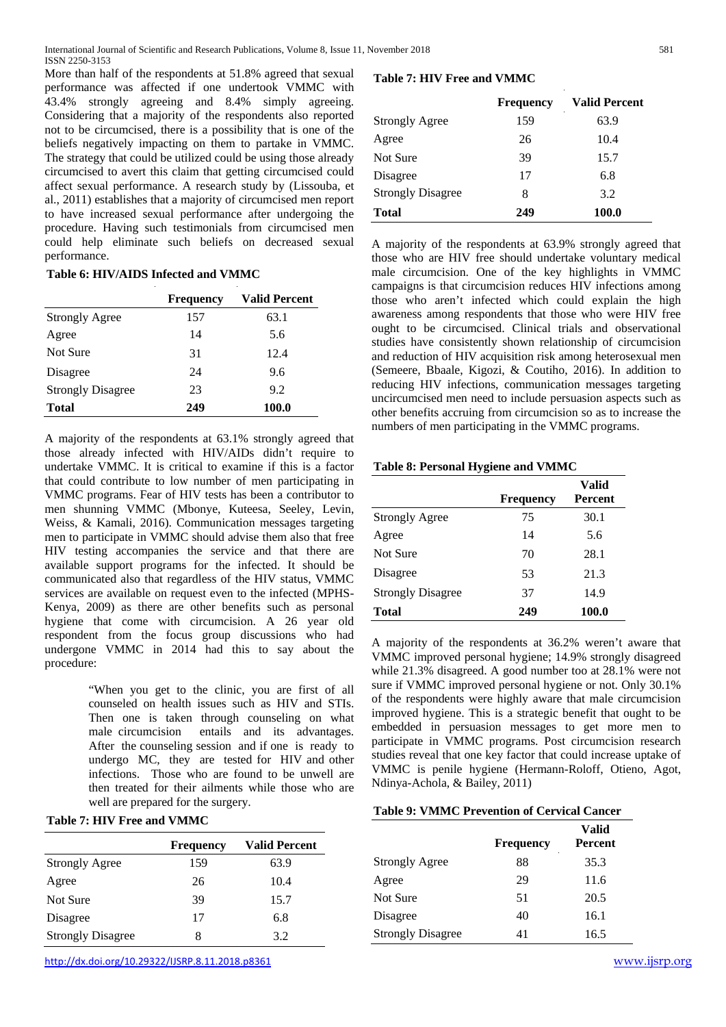More than half of the respondents at 51.8% agreed that sexual performance was affected if one undertook VMMC with 43.4% strongly agreeing and 8.4% simply agreeing. Considering that a majority of the respondents also reported not to be circumcised, there is a possibility that is one of the beliefs negatively impacting on them to partake in VMMC. The strategy that could be utilized could be using those already circumcised to avert this claim that getting circumcised could affect sexual performance. A research study by (Lissouba, et al., 2011) establishes that a majority of circumcised men report to have increased sexual performance after undergoing the procedure. Having such testimonials from circumcised men could help eliminate such beliefs on decreased sexual performance.

**Table 6: HIV/AIDS Infected and VMMC**

| | Frequency | Valid Percent |
|---|---|---|
| Strongly Agree | 157 | 63.1 |
| Agree | 14 | 5.6 |
| Not Sure | 31 | 12.4 |
| Disagree | 24 | 9.6 |
| Strongly Disagree | 23 | 9.2 |
| **Total** | **249** | **100.0** |

A majority of the respondents at 63.1% strongly agreed that those already infected with HIV/AIDs didn't require to undertake VMMC. It is critical to examine if this is a factor that could contribute to low number of men participating in VMMC programs. Fear of HIV tests has been a contributor to men shunning VMMC (Mbonye, Kuteesa, Seeley, Levin, Weiss, & Kamali, 2016). Communication messages targeting men to participate in VMMC should advise them also that free HIV testing accompanies the service and that there are available support programs for the infected. It should be communicated also that regardless of the HIV status, VMMC services are available on request even to the infected (MPHS-Kenya, 2009) as there are other benefits such as personal hygiene that come with circumcision. A 26 year old respondent from the focus group discussions who had undergone VMMC in 2014 had this to say about the procedure:

> "When you get to the clinic, you are first of all counseled on health issues such as HIV and STIs. Then one is taken through counseling on what male circumcision entails and its advantages. After the counseling session and if one is ready to undergo MC, they are tested for HIV and other infections. Those who are found to be unwell are then treated for their ailments while those who are well are prepared for the surgery.

**Table 7: HIV Free and VMMC**

| | Frequency | Valid Percent |
|---|---|---|
| Strongly Agree | 159 | 63.9 |
| Agree | 26 | 10.4 |
| Not Sure | 39 | 15.7 |
| Disagree | 17 | 6.8 |
| Strongly Disagree | 8 | 3.2 |
| **Total** | **249** | **100.0** |

A majority of the respondents at 63.9% strongly agreed that those who are HIV free should undertake voluntary medical male circumcision. One of the key highlights in VMMC campaigns is that circumcision reduces HIV infections among those who aren't infected which could explain the high awareness among respondents that those who were HIV free ought to be circumcised. Clinical trials and observational studies have consistently shown relationship of circumcision and reduction of HIV acquisition risk among heterosexual men (Semeere, Bbaale, Kigozi, & Coutiho, 2016). In addition to reducing HIV infections, communication messages targeting uncircumcised men need to include persuasion aspects such as other benefits accruing from circumcision so as to increase the numbers of men participating in the VMMC programs.

**Table 8: Personal Hygiene and VMMC**

| | Frequency | Valid Percent |
|---|---|---|
| Strongly Agree | 75 | 30.1 |
| Agree | 14 | 5.6 |
| Not Sure | 70 | 28.1 |
| Disagree | 53 | 21.3 |
| Strongly Disagree | 37 | 14.9 |
| **Total** | **249** | **100.0** |

A majority of the respondents at 36.2% weren't aware that VMMC improved personal hygiene; 14.9% strongly disagreed while 21.3% disagreed. A good number too at 28.1% were not sure if VMMC improved personal hygiene or not. Only 30.1% of the respondents were highly aware that male circumcision improved hygiene. This is a strategic benefit that ought to be embedded in persuasion messages to get more men to participate in VMMC programs. Post circumcision research studies reveal that one key factor that could increase uptake of VMMC is penile hygiene (Hermann-Roloff, Otieno, Agot, Ndinya-Achola, & Bailey, 2011)

**Table 9: VMMC Prevention of Cervical Cancer**

| | Frequency | Valid Percent |
|---|---|---|
| Strongly Agree | 88 | 35.3 |
| Agree | 29 | 11.6 |
| Not Sure | 51 | 20.5 |
| Disagree | 40 | 16.1 |
| Strongly Disagree | 41 | 16.5 |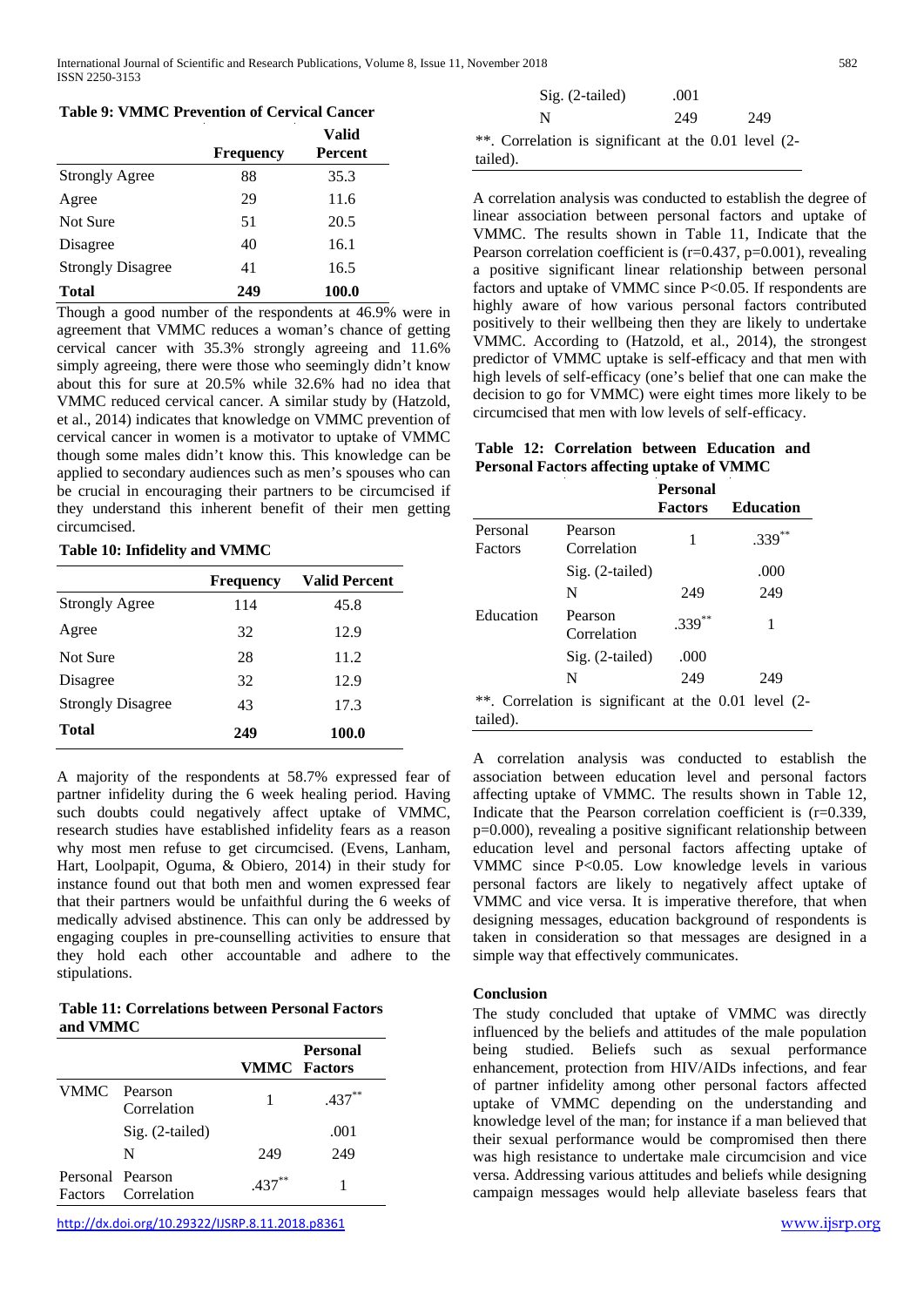**Table 9: VMMC Prevention of Cervical Cancer**

| | Frequency | Valid Percent |
|---|---|---|
| Strongly Agree | 88 | 35.3 |
| Agree | 29 | 11.6 |
| Not Sure | 51 | 20.5 |
| Disagree | 40 | 16.1 |
| Strongly Disagree | 41 | 16.5 |
| **Total** | **249** | **100.0** |

Though a good number of the respondents at 46.9% were in agreement that VMMC reduces a woman's chance of getting cervical cancer with 35.3% strongly agreeing and 11.6% simply agreeing, there were those who seemingly didn't know about this for sure at 20.5% while 32.6% had no idea that VMMC reduced cervical cancer. A similar study by (Hatzold, et al., 2014) indicates that knowledge on VMMC prevention of cervical cancer in women is a motivator to uptake of VMMC though some males didn't know this. This knowledge can be applied to secondary audiences such as men's spouses who can be crucial in encouraging their partners to be circumcised if they understand this inherent benefit of their men getting circumcised.

**Table 10: Infidelity and VMMC**

| | Frequency | Valid Percent |
|---|---|---|
| Strongly Agree | 114 | 45.8 |
| Agree | 32 | 12.9 |
| Not Sure | 28 | 11.2 |
| Disagree | 32 | 12.9 |
| Strongly Disagree | 43 | 17.3 |
| **Total** | **249** | **100.0** |

A majority of the respondents at 58.7% expressed fear of partner infidelity during the 6 week healing period. Having such doubts could negatively affect uptake of VMMC, research studies have established infidelity fears as a reason why most men refuse to get circumcised. (Evens, Lanham, Hart, Loolpapit, Oguma, & Obiero, 2014) in their study for instance found out that both men and women expressed fear that their partners would be unfaithful during the 6 weeks of medically advised abstinence. This can only be addressed by engaging couples in pre-counselling activities to ensure that they hold each other accountable and adhere to the stipulations.

**Table 11: Correlations between Personal Factors and VMMC**

| | | VMMC | Personal Factors |
|---|---|---|---|
| VMMC | Pearson Correlation | 1 | .437** |
| | Sig. (2-tailed) | | .001 |
| | N | 249 | 249 |
| Personal Factors | Pearson Correlation | .437** | 1 |
| | Sig. (2-tailed) | .001 | |
| | N | 249 | 249 |

**. Correlation is significant at the 0.01 level (2-tailed).

A correlation analysis was conducted to establish the degree of linear association between personal factors and uptake of VMMC. The results shown in Table 11, Indicate that the Pearson correlation coefficient is ($r=0.437$, $p=0.001$), revealing a positive significant linear relationship between personal factors and uptake of VMMC since $P<0.05$. If respondents are highly aware of how various personal factors contributed positively to their wellbeing then they are likely to undertake VMMC. According to (Hatzold, et al., 2014), the strongest predictor of VMMC uptake is self-efficacy and that men with high levels of self-efficacy (one's belief that one can make the decision to go for VMMC) were eight times more likely to be circumcised that men with low levels of self-efficacy.

**Table 12: Correlation between Education and Personal Factors affecting uptake of VMMC**

| | | Personal Factors | Education |
|---|---|---|---|
| Personal Factors | Pearson Correlation | 1 | .339** |
| | Sig. (2-tailed) | | .000 |
| | N | 249 | 249 |
| Education | Pearson Correlation | .339** | 1 |
| | Sig. (2-tailed) | .000 | |
| | N | 249 | 249 |

**. Correlation is significant at the 0.01 level (2-tailed).

A correlation analysis was conducted to establish the association between education level and personal factors affecting uptake of VMMC. The results shown in Table 12, Indicate that the Pearson correlation coefficient is ($r=0.339$, $p=0.000$), revealing a positive significant relationship between education level and personal factors affecting uptake of VMMC since $P<0.05$. Low knowledge levels in various personal factors are likely to negatively affect uptake of VMMC and vice versa. It is imperative therefore, that when designing messages, education background of respondents is taken in consideration so that messages are designed in a simple way that effectively communicates.

## Conclusion

The study concluded that uptake of VMMC was directly influenced by the beliefs and attitudes of the male population being studied. Beliefs such as sexual performance enhancement, protection from HIV/AIDs infections, and fear of partner infidelity among other personal factors affected uptake of VMMC depending on the understanding and knowledge level of the man; for instance if a man believed that their sexual performance would be compromised then there was high resistance to undertake male circumcision and vice versa. Addressing various attitudes and beliefs while designing campaign messages would help alleviate baseless fears that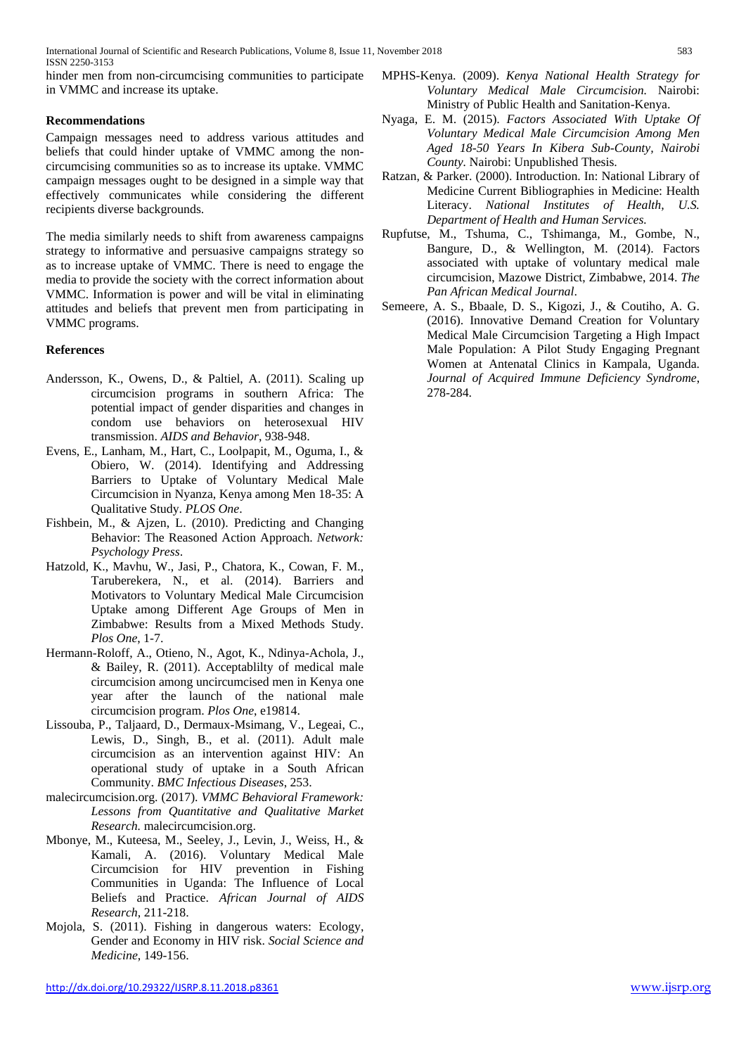hinder men from non-circumcising communities to participate in VMMC and increase its uptake.

### Recommendations

Campaign messages need to address various attitudes and beliefs that could hinder uptake of VMMC among the non-circumcising communities so as to increase its uptake. VMMC campaign messages ought to be designed in a simple way that effectively communicates while considering the different recipients diverse backgrounds.

The media similarly needs to shift from awareness campaigns strategy to informative and persuasive campaigns strategy so as to increase uptake of VMMC. There is need to engage the media to provide the society with the correct information about VMMC. Information is power and will be vital in eliminating attitudes and beliefs that prevent men from participating in VMMC programs.

### References

Andersson, K., Owens, D., & Paltiel, A. (2011). Scaling up circumcision programs in southern Africa: The potential impact of gender disparities and changes in condom use behaviors on heterosexual HIV transmission. *AIDS and Behavior*, 938-948.

Evens, E., Lanham, M., Hart, C., Loolpapit, M., Oguma, I., & Obiero, W. (2014). Identifying and Addressing Barriers to Uptake of Voluntary Medical Male Circumcision in Nyanza, Kenya among Men 18-35: A Qualitative Study. *PLOS One*.

Fishbein, M., & Ajzen, L. (2010). Predicting and Changing Behavior: The Reasoned Action Approach. *Network: Psychology Press*.

Hatzold, K., Mavhu, W., Jasi, P., Chatora, K., Cowan, F. M., Taruberekera, N., et al. (2014). Barriers and Motivators to Voluntary Medical Male Circumcision Uptake among Different Age Groups of Men in Zimbabwe: Results from a Mixed Methods Study. *Plos One*, 1-7.

Hermann-Roloff, A., Otieno, N., Agot, K., Ndinya-Achola, J., & Bailey, R. (2011). Acceptablilty of medical male circumcision among uncircumcised men in Kenya one year after the launch of the national male circumcision program. *Plos One*, e19814.

Lissouba, P., Taljaard, D., Dermaux-Msimang, V., Legeai, C., Lewis, D., Singh, B., et al. (2011). Adult male circumcision as an intervention against HIV: An operational study of uptake in a South African Community. *BMC Infectious Diseases*, 253.

malecircumcision.org. (2017). *VMMC Behavioral Framework: Lessons from Quantitative and Qualitative Market Research.* malecircumcision.org.

Mbonye, M., Kuteesa, M., Seeley, J., Levin, J., Weiss, H., & Kamali, A. (2016). Voluntary Medical Male Circumcision for HIV prevention in Fishing Communities in Uganda: The Influence of Local Beliefs and Practice. *African Journal of AIDS Research*, 211-218.

Mojola, S. (2011). Fishing in dangerous waters: Ecology, Gender and Economy in HIV risk. *Social Science and Medicine*, 149-156.

MPHS-Kenya. (2009). *Kenya National Health Strategy for Voluntary Medical Male Circumcision.* Nairobi: Ministry of Public Health and Sanitation-Kenya.

Nyaga, E. M. (2015). *Factors Associated With Uptake Of Voluntary Medical Male Circumcision Among Men Aged 18-50 Years In Kibera Sub-County, Nairobi County.* Nairobi: Unpublished Thesis.

Ratzan, & Parker. (2000). Introduction. In: National Library of Medicine Current Bibliographies in Medicine: Health Literacy. *National Institutes of Health, U.S. Department of Health and Human Services.*

Rupfutse, M., Tshuma, C., Tshimanga, M., Gombe, N., Bangure, D., & Wellington, M. (2014). Factors associated with uptake of voluntary medical male circumcision, Mazowe District, Zimbabwe, 2014. *The Pan African Medical Journal*.

Semeere, A. S., Bbaale, D. S., Kigozi, J., & Coutiho, A. G. (2016). Innovative Demand Creation for Voluntary Medical Male Circumcision Targeting a High Impact Male Population: A Pilot Study Engaging Pregnant Women at Antenatal Clinics in Kampala, Uganda. *Journal of Acquired Immune Deficiency Syndrome*, 278-284.